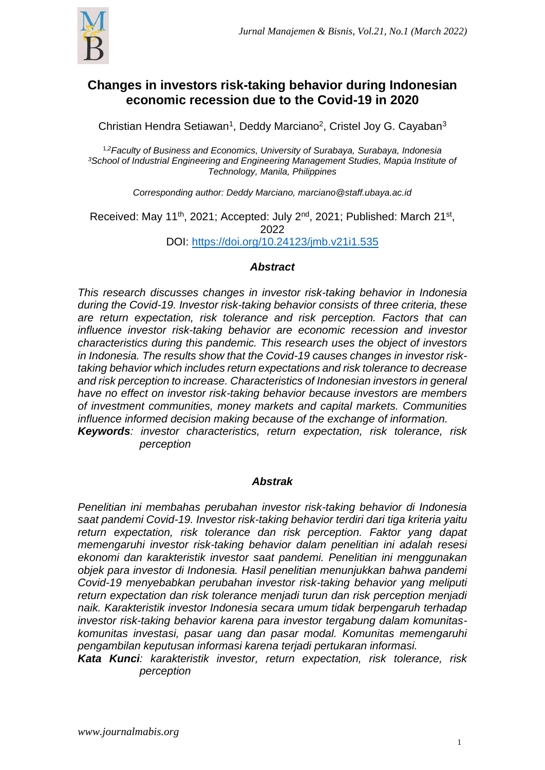# Changes in investors risk-taking behavior during Indonesian economic recession due to the Covid-19 in 2020

Christian Hendra Setiawan[1], Deddy Marciano[2], Cristel Joy G. Cayaban[3]

[1,2]*Faculty of Business and Economics, University of Surabaya, Surabaya, Indonesia*
[3]*School of Industrial Engineering and Engineering Management Studies, Mapúa Institute of Technology, Manila, Philippines*

*Corresponding author: Deddy Marciano, marciano@staff.ubaya.ac.id*

Received: May 11th, 2021; Accepted: July 2nd, 2021; Published: March 21st, 2022
DOI: https://doi.org/10.24123/jmb.v21i1.535

### *Abstract*

*This research discusses changes in investor risk-taking behavior in Indonesia during the Covid-19. Investor risk-taking behavior consists of three criteria, these are return expectation, risk tolerance and risk perception. Factors that can influence investor risk-taking behavior are economic recession and investor characteristics during this pandemic. This research uses the object of investors in Indonesia. The results show that the Covid-19 causes changes in investor risk-taking behavior which includes return expectations and risk tolerance to decrease and risk perception to increase. Characteristics of Indonesian investors in general have no effect on investor risk-taking behavior because investors are members of investment communities, money markets and capital markets. Communities influence informed decision making because of the exchange of information.*

***Keywords****: investor characteristics, return expectation, risk tolerance, risk perception*

### *Abstrak*

*Penelitian ini membahas perubahan investor risk-taking behavior di Indonesia saat pandemi Covid-19. Investor risk-taking behavior terdiri dari tiga kriteria yaitu return expectation, risk tolerance dan risk perception. Faktor yang dapat memengaruhi investor risk-taking behavior dalam penelitian ini adalah resesi ekonomi dan karakteristik investor saat pandemi. Penelitian ini menggunakan objek para investor di Indonesia. Hasil penelitian menunjukkan bahwa pandemi Covid-19 menyebabkan perubahan investor risk-taking behavior yang meliputi return expectation dan risk tolerance menjadi turun dan risk perception menjadi naik. Karakteristik investor Indonesia secara umum tidak berpengaruh terhadap investor risk-taking behavior karena para investor tergabung dalam komunitas-komunitas investasi, pasar uang dan pasar modal. Komunitas memengaruhi pengambilan keputusan informasi karena terjadi pertukaran informasi.*

***Kata Kunci****: karakteristik investor, return expectation, risk tolerance, risk perception*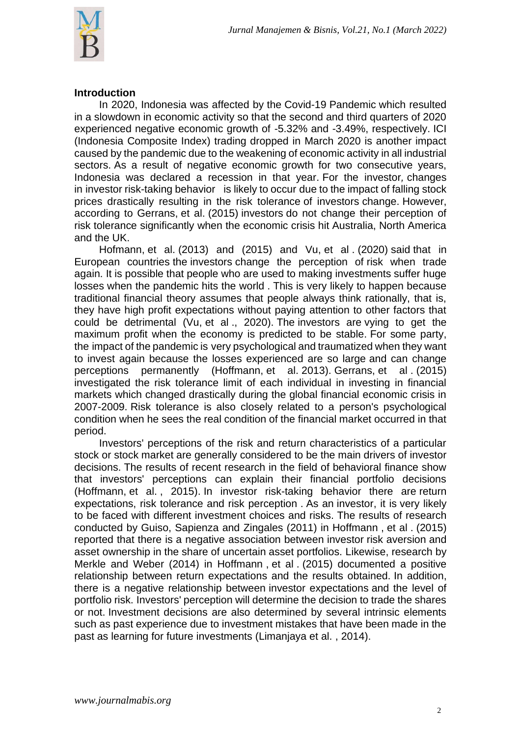## Introduction

In 2020, Indonesia was affected by the Covid-19 Pandemic which resulted in a slowdown in economic activity so that the second and third quarters of 2020 experienced negative economic growth of -5.32% and -3.49%, respectively. ICI (Indonesia Composite Index) trading dropped in March 2020 is another impact caused by the pandemic due to the weakening of economic activity in all industrial sectors. As a result of negative economic growth for two consecutive years, Indonesia was declared a recession in that year. For the investor, changes in investor risk-taking behavior is likely to occur due to the impact of falling stock prices drastically resulting in the risk tolerance of investors change. However, according to Gerrans, et al. (2015) investors do not change their perception of risk tolerance significantly when the economic crisis hit Australia, North America and the UK.

Hofmann, et al. (2013) and (2015) and Vu, et al . (2020) said that in European countries the investors change the perception of risk when trade again. It is possible that people who are used to making investments suffer huge losses when the pandemic hits the world . This is very likely to happen because traditional financial theory assumes that people always think rationally, that is, they have high profit expectations without paying attention to other factors that could be detrimental (Vu, et al ., 2020). The investors are vying to get the maximum profit when the economy is predicted to be stable. For some party, the impact of the pandemic is very psychological and traumatized when they want to invest again because the losses experienced are so large and can change perceptions permanently (Hoffmann, et al. 2013). Gerrans, et al . (2015) investigated the risk tolerance limit of each individual in investing in financial markets which changed drastically during the global financial economic crisis in 2007-2009. Risk tolerance is also closely related to a person's psychological condition when he sees the real condition of the financial market occurred in that period.

Investors' perceptions of the risk and return characteristics of a particular stock or stock market are generally considered to be the main drivers of investor decisions. The results of recent research in the field of behavioral finance show that investors' perceptions can explain their financial portfolio decisions (Hoffmann, et al. , 2015). In investor risk-taking behavior there are return expectations, risk tolerance and risk perception . As an investor, it is very likely to be faced with different investment choices and risks. The results of research conducted by Guiso, Sapienza and Zingales (2011) in Hoffmann , et al . (2015) reported that there is a negative association between investor risk aversion and asset ownership in the share of uncertain asset portfolios. Likewise, research by Merkle and Weber (2014) in Hoffmann , et al . (2015) documented a positive relationship between return expectations and the results obtained. In addition, there is a negative relationship between investor expectations and the level of portfolio risk. Investors' perception will determine the decision to trade the shares or not. Investment decisions are also determined by several intrinsic elements such as past experience due to investment mistakes that have been made in the past as learning for future investments (Limanjaya et al. , 2014).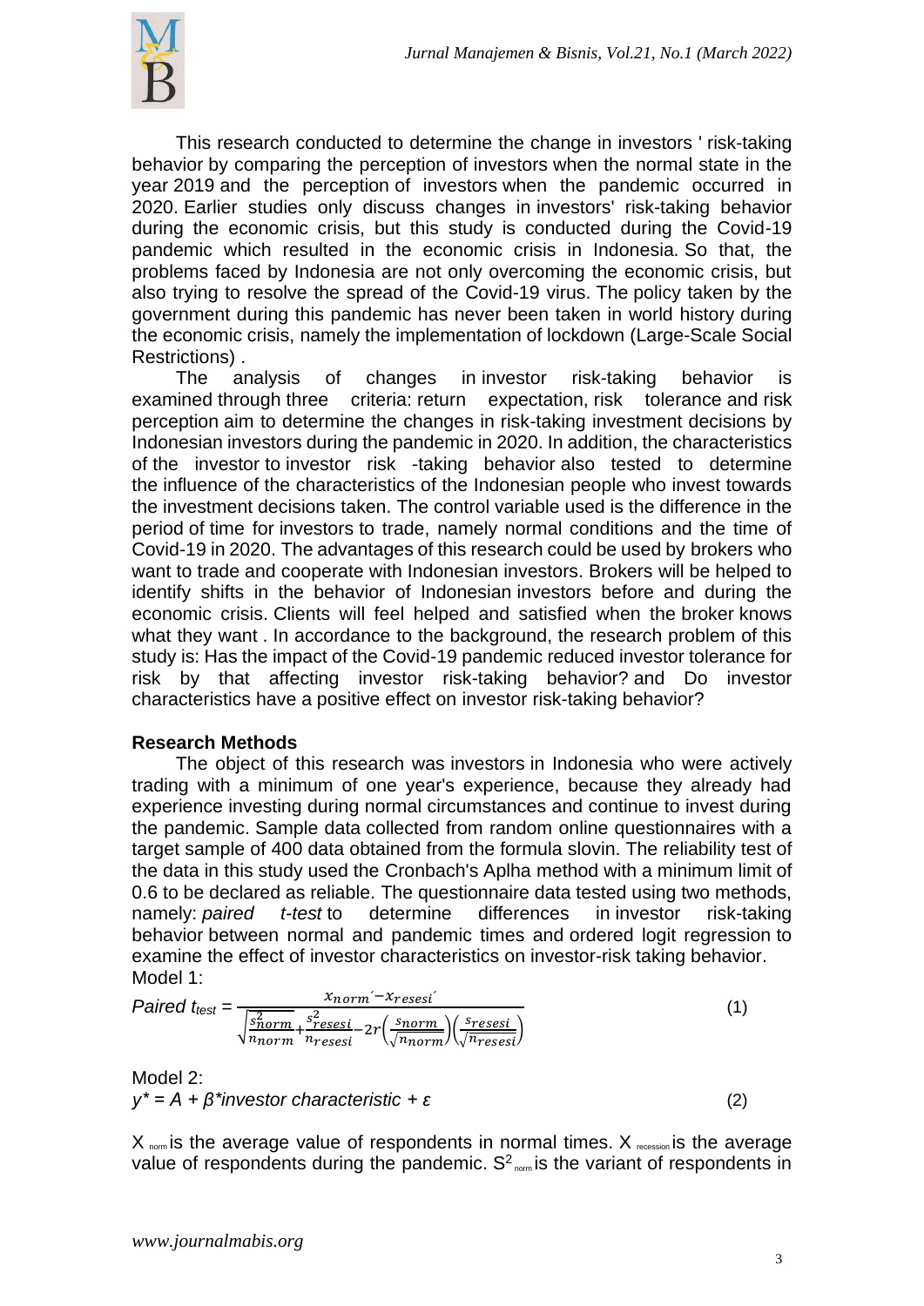This research conducted to determine the change in investors ' risk-taking behavior by comparing the perception of investors when the normal state in the year 2019 and the perception of investors when the pandemic occurred in 2020. Earlier studies only discuss changes in investors' risk-taking behavior during the economic crisis, but this study is conducted during the Covid-19 pandemic which resulted in the economic crisis in Indonesia. So that, the problems faced by Indonesia are not only overcoming the economic crisis, but also trying to resolve the spread of the Covid-19 virus. The policy taken by the government during this pandemic has never been taken in world history during the economic crisis, namely the implementation of lockdown (Large-Scale Social Restrictions) .

The analysis of changes in investor risk-taking behavior is examined through three criteria: return expectation, risk tolerance and risk perception aim to determine the changes in risk-taking investment decisions by Indonesian investors during the pandemic in 2020. In addition, the characteristics of the investor to investor risk -taking behavior also tested to determine the influence of the characteristics of the Indonesian people who invest towards the investment decisions taken. The control variable used is the difference in the period of time for investors to trade, namely normal conditions and the time of Covid-19 in 2020. The advantages of this research could be used by brokers who want to trade and cooperate with Indonesian investors. Brokers will be helped to identify shifts in the behavior of Indonesian investors before and during the economic crisis. Clients will feel helped and satisfied when the broker knows what they want . In accordance to the background, the research problem of this study is: Has the impact of the Covid-19 pandemic reduced investor tolerance for risk by that affecting investor risk-taking behavior? and Do investor characteristics have a positive effect on investor risk-taking behavior?

## Research Methods

The object of this research was investors in Indonesia who were actively trading with a minimum of one year's experience, because they already had experience investing during normal circumstances and continue to invest during the pandemic. Sample data collected from random online questionnaires with a target sample of 400 data obtained from the formula slovin. The reliability test of the data in this study used the Cronbach's Aplha method with a minimum limit of 0.6 to be declared as reliable. The questionnaire data tested using two methods, namely: *paired t-test* to determine differences in investor risk-taking behavior between normal and pandemic times and ordered logit regression to examine the effect of investor characteristics on investor-risk taking behavior.

Model 1:

$$\textit{Paired } t_{test} = \frac{x_{norm}' - x_{resesi}'}{\sqrt{\frac{s_{norm}^2}{n_{norm}} + \frac{s_{resesi}^2}{n_{resesi}} - 2r\left(\frac{s_{norm}}{\sqrt{n_{norm}}}\right)\left(\frac{s_{resesi}}{\sqrt{n_{resesi}}}\right)}} \tag{1}$$

Model 2:

$$y^* = A + \beta^* \textit{investor characteristic} + \varepsilon \tag{2}$$

$X_{norm}$ is the average value of respondents in normal times. $X_{recession}$ is the average value of respondents during the pandemic. $S^2_{norm}$ is the variant of respondents in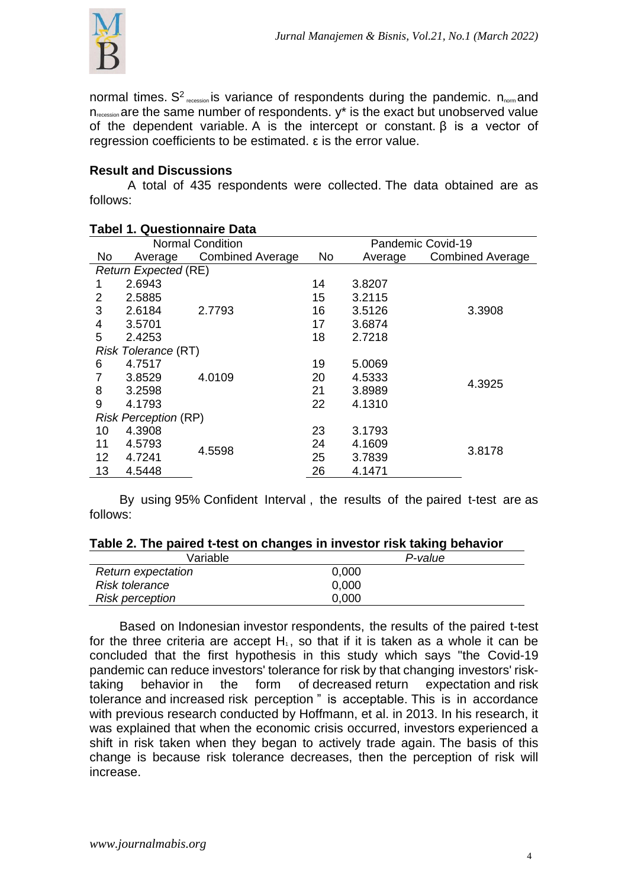normal times. $S^2_{recession}$ is variance of respondents during the pandemic. $n_{norm}$ and $n_{recession}$ are the same number of respondents. $y^*$ is the exact but unobserved value of the dependent variable. A is the intercept or constant. β is a vector of regression coefficients to be estimated. ε is the error value.

## Result and Discussions

A total of 435 respondents were collected. The data obtained are as follows:

**Tabel 1. Questionnaire Data**

| Normal Condition | | | Pandemic Covid-19 | | |
|---|---|---|---|---|---|
| No | Average | Combined Average | No | Average | Combined Average |
| *Return Expected* (RE) | | | | | |
| 1 | 2.6943 | 2.7793 | 14 | 3.8207 | 3.3908 |
| 2 | 2.5885 | | 15 | 3.2115 | |
| 3 | 2.6184 | | 16 | 3.5126 | |
| 4 | 3.5701 | | 17 | 3.6874 | |
| 5 | 2.4253 | | 18 | 2.7218 | |
| *Risk Tolerance* (RT) | | | | | |
| 6 | 4.7517 | 4.0109 | 19 | 5.0069 | 4.3925 |
| 7 | 3.8529 | | 20 | 4.5333 | |
| 8 | 3.2598 | | 21 | 3.8989 | |
| 9 | 4.1793 | | 22 | 4.1310 | |
| *Risk Perception* (RP) | | | | | |
| 10 | 4.3908 | 4.5598 | 23 | 3.1793 | 3.8178 |
| 11 | 4.5793 | | 24 | 4.1609 | |
| 12 | 4.7241 | | 25 | 3.7839 | |
| 13 | 4.5448 | | 26 | 4.1471 | |

By using 95% Confident Interval , the results of the paired t-test are as follows:

**Table 2. The paired t-test on changes in investor risk taking behavior**

| Variable | *P-value* |
|---|---|
| *Return expectation* | 0,000 |
| *Risk tolerance* | 0,000 |
| *Risk perception* | 0,000 |

Based on Indonesian investor respondents, the results of the paired t-test for the three criteria are accept $H_1$, so that if it is taken as a whole it can be concluded that the first hypothesis in this study which says "the Covid-19 pandemic can reduce investors' tolerance for risk by that changing investors' risk-taking behavior in the form of decreased return expectation and risk tolerance and increased risk perception " is acceptable. This is in accordance with previous research conducted by Hoffmann, et al. in 2013. In his research, it was explained that when the economic crisis occurred, investors experienced a shift in risk taken when they began to actively trade again. The basis of this change is because risk tolerance decreases, then the perception of risk will increase.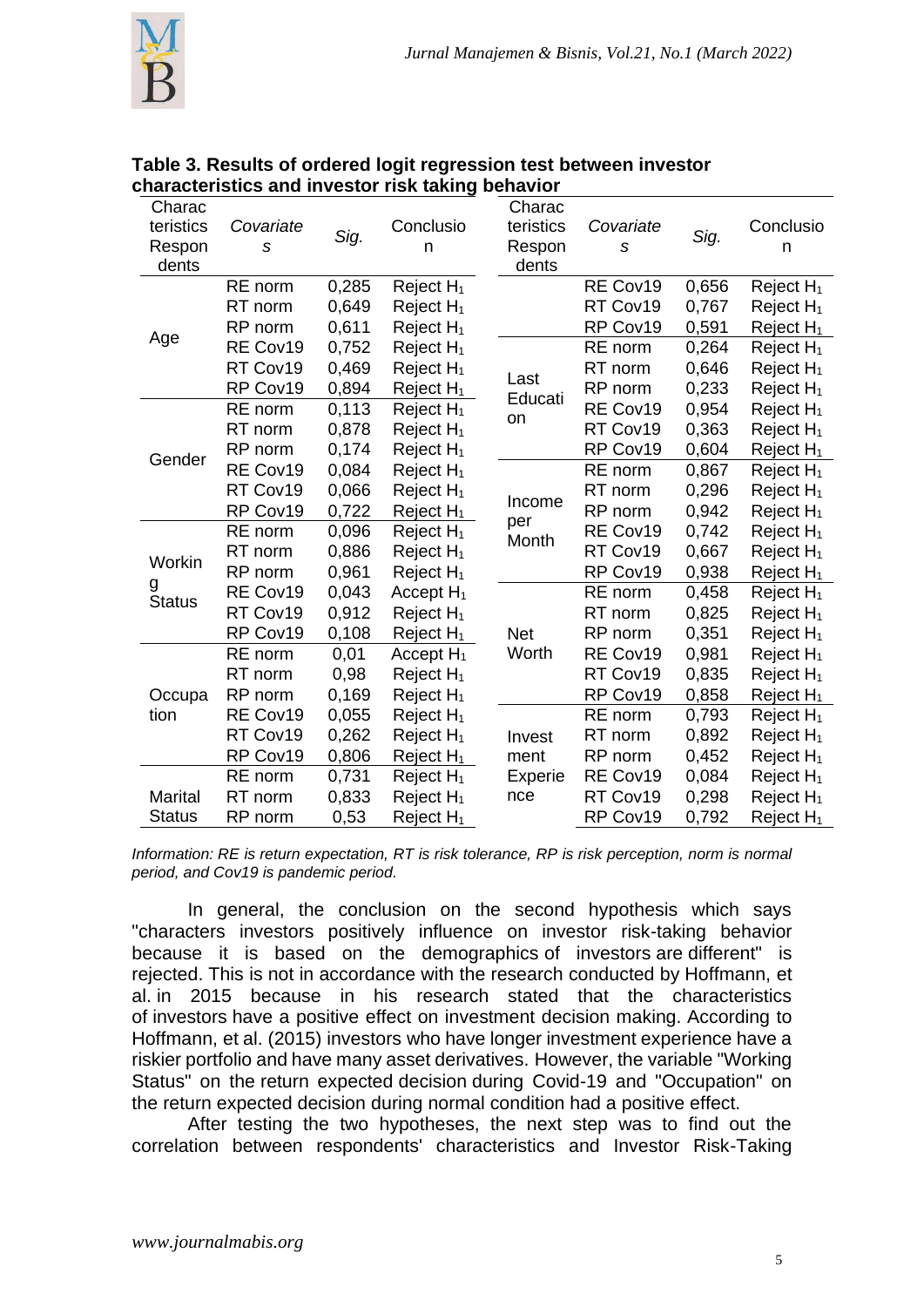**Table 3. Results of ordered logit regression test between investor characteristics and investor risk taking behavior**

| Characteristics Respondents | *Covariates* | *Sig.* | Conclusion | Characteristics Respondents | *Covariates* | *Sig.* | Conclusion |
|---|---|---|---|---|---|---|---|
| Age | RE norm | 0,285 | Reject $H_1$ | | RE Cov19 | 0,656 | Reject $H_1$ |
| | RT norm | 0,649 | Reject $H_1$ | | RT Cov19 | 0,767 | Reject $H_1$ |
| | RP norm | 0,611 | Reject $H_1$ | | RP Cov19 | 0,591 | Reject $H_1$ |
| | RE Cov19 | 0,752 | Reject $H_1$ | Last Education | RE norm | 0,264 | Reject $H_1$ |
| | RT Cov19 | 0,469 | Reject $H_1$ | | RT norm | 0,646 | Reject $H_1$ |
| | RP Cov19 | 0,894 | Reject $H_1$ | | RP norm | 0,233 | Reject $H_1$ |
| Gender | RE norm | 0,113 | Reject $H_1$ | | RE Cov19 | 0,954 | Reject $H_1$ |
| | RT norm | 0,878 | Reject $H_1$ | | RT Cov19 | 0,363 | Reject $H_1$ |
| | RP norm | 0,174 | Reject $H_1$ | | RP Cov19 | 0,604 | Reject $H_1$ |
| | RE Cov19 | 0,084 | Reject $H_1$ | Income per Month | RE norm | 0,867 | Reject $H_1$ |
| | RT Cov19 | 0,066 | Reject $H_1$ | | RT norm | 0,296 | Reject $H_1$ |
| | RP Cov19 | 0,722 | Reject $H_1$ | | RP norm | 0,942 | Reject $H_1$ |
| Working Status | RE norm | 0,096 | Reject $H_1$ | | RE Cov19 | 0,742 | Reject $H_1$ |
| | RT norm | 0,886 | Reject $H_1$ | | RT Cov19 | 0,667 | Reject $H_1$ |
| | RP norm | 0,961 | Reject $H_1$ | | RP Cov19 | 0,938 | Reject $H_1$ |
| | RE Cov19 | 0,043 | Accept $H_1$ | Net Worth | RE norm | 0,458 | Reject $H_1$ |
| | RT Cov19 | 0,912 | Reject $H_1$ | | RT norm | 0,825 | Reject $H_1$ |
| | RP Cov19 | 0,108 | Reject $H_1$ | | RP norm | 0,351 | Reject $H_1$ |
| Occupation | RE norm | 0,01 | Accept $H_1$ | | RE Cov19 | 0,981 | Reject $H_1$ |
| | RT norm | 0,98 | Reject $H_1$ | | RT Cov19 | 0,835 | Reject $H_1$ |
| | RP norm | 0,169 | Reject $H_1$ | | RP Cov19 | 0,858 | Reject $H_1$ |
| | RE Cov19 | 0,055 | Reject $H_1$ | Investment Experience | RE norm | 0,793 | Reject $H_1$ |
| | RT Cov19 | 0,262 | Reject $H_1$ | | RT norm | 0,892 | Reject $H_1$ |
| | RP Cov19 | 0,806 | Reject $H_1$ | | RP norm | 0,452 | Reject $H_1$ |
| Marital Status | RE norm | 0,731 | Reject $H_1$ | | RE Cov19 | 0,084 | Reject $H_1$ |
| | RT norm | 0,833 | Reject $H_1$ | | RT Cov19 | 0,298 | Reject $H_1$ |
| | RP norm | 0,53 | Reject $H_1$ | | RP Cov19 | 0,792 | Reject $H_1$ |

*Information: RE is return expectation, RT is risk tolerance, RP is risk perception, norm is normal period, and Cov19 is pandemic period.*

In general, the conclusion on the second hypothesis which says "characters investors positively influence on investor risk-taking behavior because it is based on the demographics of investors are different" is rejected. This is not in accordance with the research conducted by Hoffmann, et al. in 2015 because in his research stated that the characteristics of investors have a positive effect on investment decision making. According to Hoffmann, et al. (2015) investors who have longer investment experience have a riskier portfolio and have many asset derivatives. However, the variable "Working Status" on the return expected decision during Covid-19 and "Occupation" on the return expected decision during normal condition had a positive effect.

After testing the two hypotheses, the next step was to find out the correlation between respondents' characteristics and Investor Risk-Taking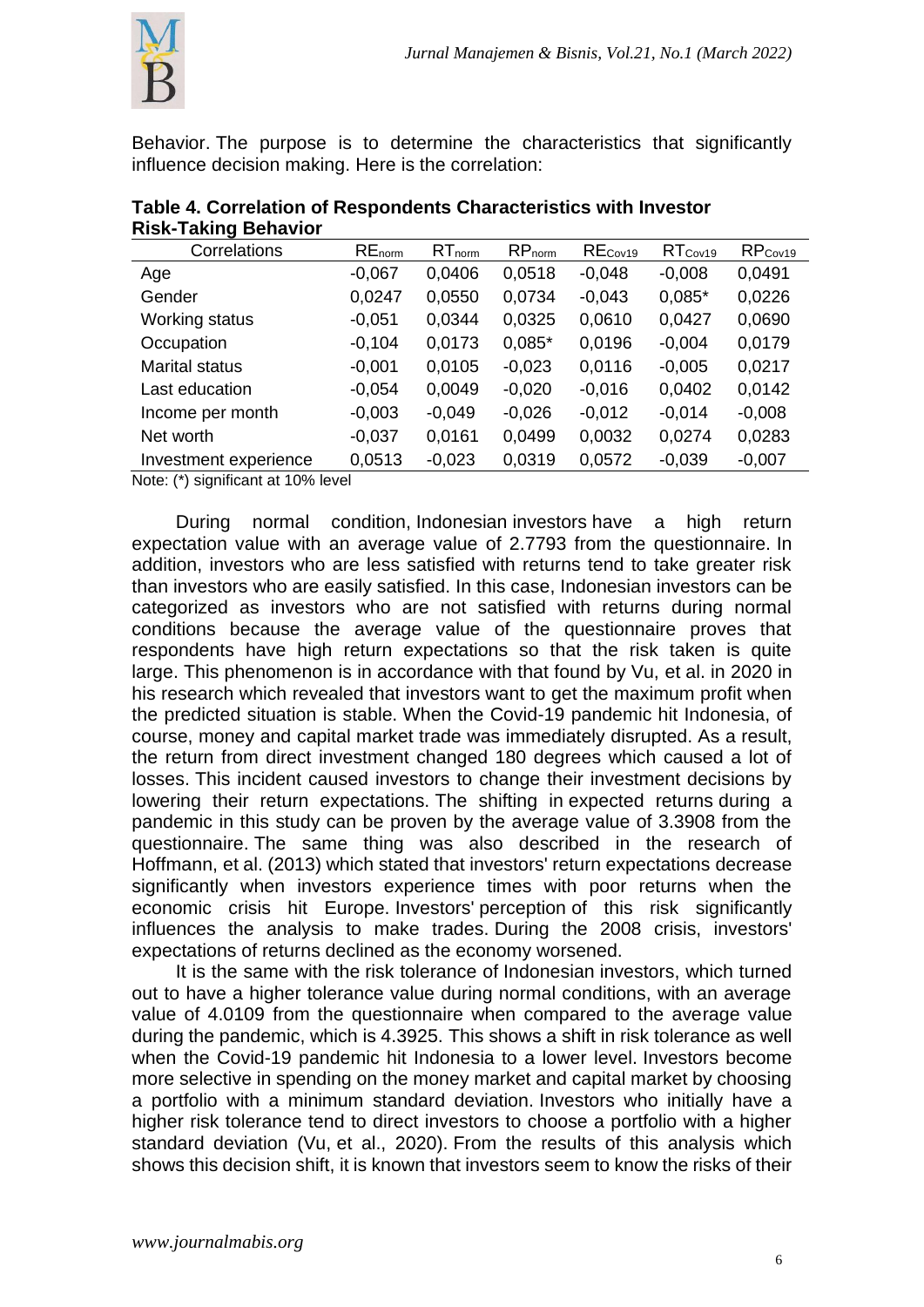Behavior. The purpose is to determine the characteristics that significantly influence decision making. Here is the correlation:

**Table 4. Correlation of Respondents Characteristics with Investor Risk-Taking Behavior**

| Correlations | $RE_{norm}$ | $RT_{norm}$ | $RP_{norm}$ | $RE_{Cov19}$ | $RT_{Cov19}$ | $RP_{Cov19}$ |
|---|---|---|---|---|---|---|
| Age | -0,067 | 0,0406 | 0,0518 | -0,048 | -0,008 | 0,0491 |
| Gender | 0,0247 | 0,0550 | 0,0734 | -0,043 | 0,085* | 0,0226 |
| Working status | -0,051 | 0,0344 | 0,0325 | 0,0610 | 0,0427 | 0,0690 |
| Occupation | -0,104 | 0,0173 | 0,085* | 0,0196 | -0,004 | 0,0179 |
| Marital status | -0,001 | 0,0105 | -0,023 | 0,0116 | -0,005 | 0,0217 |
| Last education | -0,054 | 0,0049 | -0,020 | -0,016 | 0,0402 | 0,0142 |
| Income per month | -0,003 | -0,049 | -0,026 | -0,012 | -0,014 | -0,008 |
| Net worth | -0,037 | 0,0161 | 0,0499 | 0,0032 | 0,0274 | 0,0283 |
| Investment experience | 0,0513 | -0,023 | 0,0319 | 0,0572 | -0,039 | -0,007 |

Note: (*) significant at 10% level

During normal condition, Indonesian investors have a high return expectation value with an average value of 2.7793 from the questionnaire. In addition, investors who are less satisfied with returns tend to take greater risk than investors who are easily satisfied. In this case, Indonesian investors can be categorized as investors who are not satisfied with returns during normal conditions because the average value of the questionnaire proves that respondents have high return expectations so that the risk taken is quite large. This phenomenon is in accordance with that found by Vu, et al. in 2020 in his research which revealed that investors want to get the maximum profit when the predicted situation is stable. When the Covid-19 pandemic hit Indonesia, of course, money and capital market trade was immediately disrupted. As a result, the return from direct investment changed 180 degrees which caused a lot of losses. This incident caused investors to change their investment decisions by lowering their return expectations. The shifting in expected returns during a pandemic in this study can be proven by the average value of 3.3908 from the questionnaire. The same thing was also described in the research of Hoffmann, et al. (2013) which stated that investors' return expectations decrease significantly when investors experience times with poor returns when the economic crisis hit Europe. Investors' perception of this risk significantly influences the analysis to make trades. During the 2008 crisis, investors' expectations of returns declined as the economy worsened.

It is the same with the risk tolerance of Indonesian investors, which turned out to have a higher tolerance value during normal conditions, with an average value of 4.0109 from the questionnaire when compared to the average value during the pandemic, which is 4.3925. This shows a shift in risk tolerance as well when the Covid-19 pandemic hit Indonesia to a lower level. Investors become more selective in spending on the money market and capital market by choosing a portfolio with a minimum standard deviation. Investors who initially have a higher risk tolerance tend to direct investors to choose a portfolio with a higher standard deviation (Vu, et al., 2020). From the results of this analysis which shows this decision shift, it is known that investors seem to know the risks of their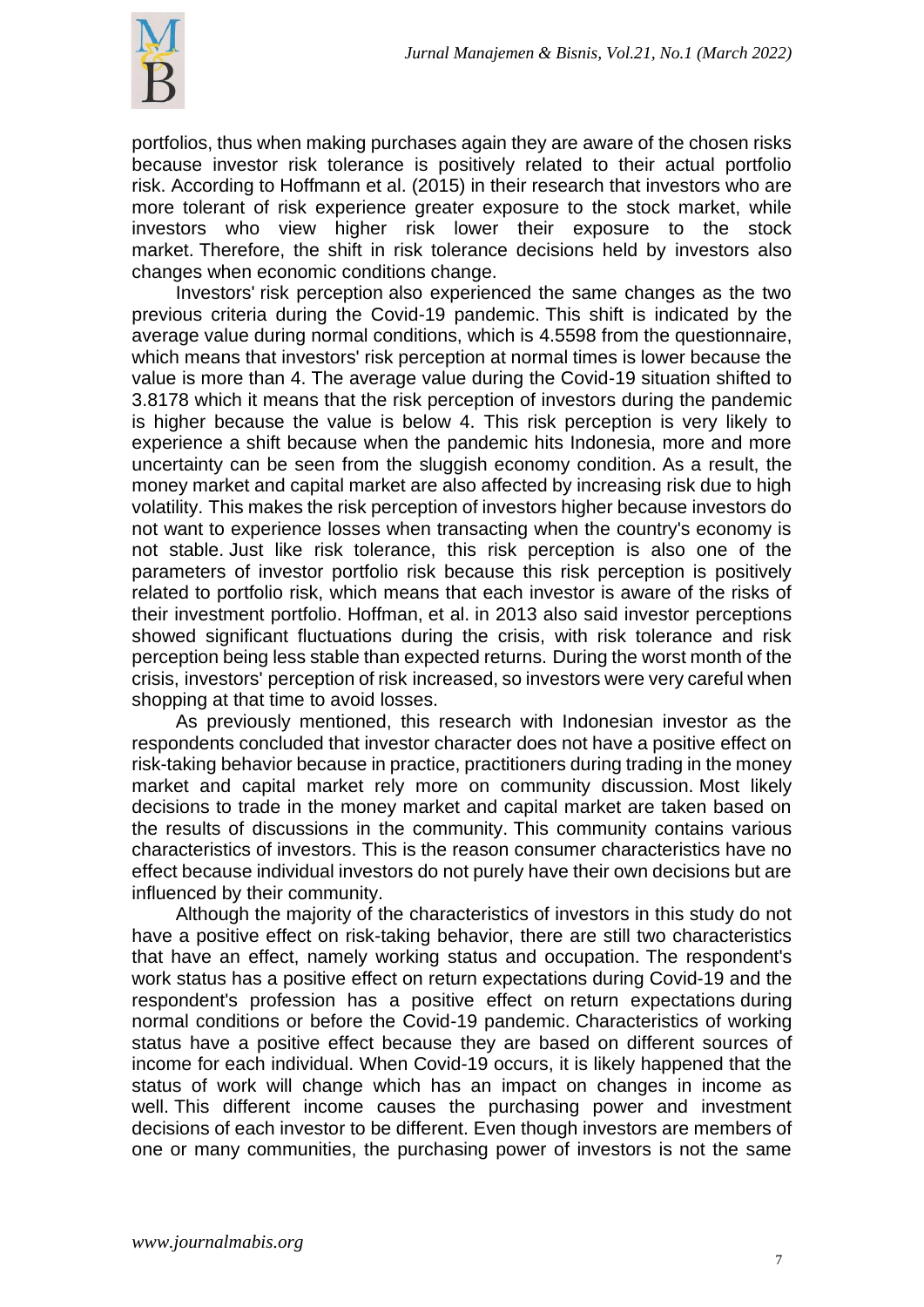portfolios, thus when making purchases again they are aware of the chosen risks because investor risk tolerance is positively related to their actual portfolio risk. According to Hoffmann et al. (2015) in their research that investors who are more tolerant of risk experience greater exposure to the stock market, while investors who view higher risk lower their exposure to the stock market. Therefore, the shift in risk tolerance decisions held by investors also changes when economic conditions change.

Investors' risk perception also experienced the same changes as the two previous criteria during the Covid-19 pandemic. This shift is indicated by the average value during normal conditions, which is 4.5598 from the questionnaire, which means that investors' risk perception at normal times is lower because the value is more than 4. The average value during the Covid-19 situation shifted to 3.8178 which it means that the risk perception of investors during the pandemic is higher because the value is below 4. This risk perception is very likely to experience a shift because when the pandemic hits Indonesia, more and more uncertainty can be seen from the sluggish economy condition. As a result, the money market and capital market are also affected by increasing risk due to high volatility. This makes the risk perception of investors higher because investors do not want to experience losses when transacting when the country's economy is not stable. Just like risk tolerance, this risk perception is also one of the parameters of investor portfolio risk because this risk perception is positively related to portfolio risk, which means that each investor is aware of the risks of their investment portfolio. Hoffman, et al. in 2013 also said investor perceptions showed significant fluctuations during the crisis, with risk tolerance and risk perception being less stable than expected returns. During the worst month of the crisis, investors' perception of risk increased, so investors were very careful when shopping at that time to avoid losses.

As previously mentioned, this research with Indonesian investor as the respondents concluded that investor character does not have a positive effect on risk-taking behavior because in practice, practitioners during trading in the money market and capital market rely more on community discussion. Most likely decisions to trade in the money market and capital market are taken based on the results of discussions in the community. This community contains various characteristics of investors. This is the reason consumer characteristics have no effect because individual investors do not purely have their own decisions but are influenced by their community.

Although the majority of the characteristics of investors in this study do not have a positive effect on risk-taking behavior, there are still two characteristics that have an effect, namely working status and occupation. The respondent's work status has a positive effect on return expectations during Covid-19 and the respondent's profession has a positive effect on return expectations during normal conditions or before the Covid-19 pandemic. Characteristics of working status have a positive effect because they are based on different sources of income for each individual. When Covid-19 occurs, it is likely happened that the status of work will change which has an impact on changes in income as well. This different income causes the purchasing power and investment decisions of each investor to be different. Even though investors are members of one or many communities, the purchasing power of investors is not the same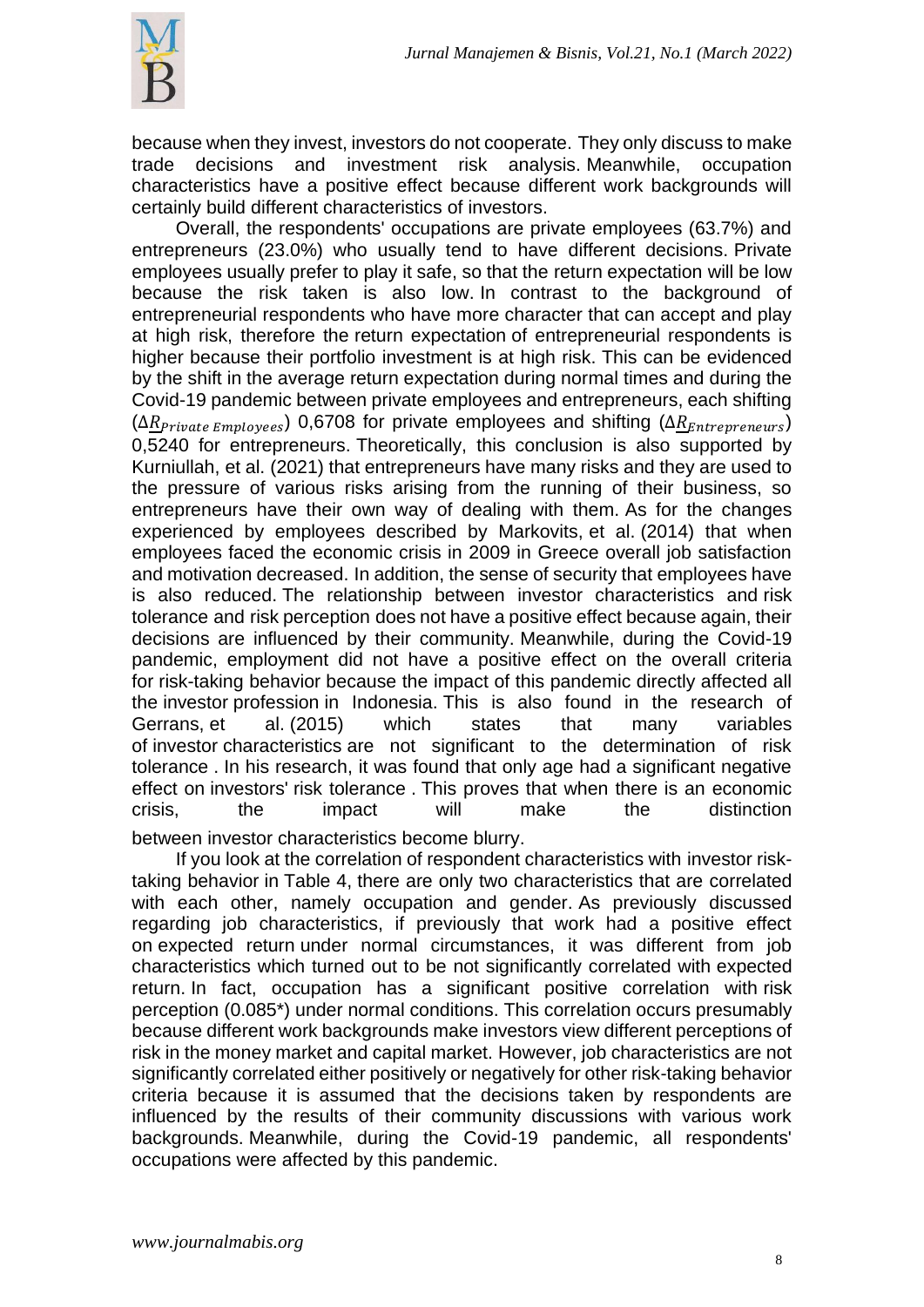because when they invest, investors do not cooperate. They only discuss to make trade decisions and investment risk analysis. Meanwhile, occupation characteristics have a positive effect because different work backgrounds will certainly build different characteristics of investors.

Overall, the respondents' occupations are private employees (63.7%) and entrepreneurs (23.0%) who usually tend to have different decisions. Private employees usually prefer to play it safe, so that the return expectation will be low because the risk taken is also low. In contrast to the background of entrepreneurial respondents who have more character that can accept and play at high risk, therefore the return expectation of entrepreneurial respondents is higher because their portfolio investment is at high risk. This can be evidenced by the shift in the average return expectation during normal times and during the Covid-19 pandemic between private employees and entrepreneurs, each shifting ($\Delta \underline{R}_{Private\ Employees}$) 0,6708 for private employees and shifting ($\Delta \underline{R}_{Entrepreneurs}$) 0,5240 for entrepreneurs. Theoretically, this conclusion is also supported by Kurniullah, et al. (2021) that entrepreneurs have many risks and they are used to the pressure of various risks arising from the running of their business, so entrepreneurs have their own way of dealing with them. As for the changes experienced by employees described by Markovits, et al. (2014) that when employees faced the economic crisis in 2009 in Greece overall job satisfaction and motivation decreased. In addition, the sense of security that employees have is also reduced. The relationship between investor characteristics and risk tolerance and risk perception does not have a positive effect because again, their decisions are influenced by their community. Meanwhile, during the Covid-19 pandemic, employment did not have a positive effect on the overall criteria for risk-taking behavior because the impact of this pandemic directly affected all the investor profession in Indonesia. This is also found in the research of Gerrans, et al. (2015) which states that many variables of investor characteristics are not significant to the determination of risk tolerance . In his research, it was found that only age had a significant negative effect on investors' risk tolerance . This proves that when there is an economic crisis, the impact will make the distinction between investor characteristics become blurry.

If you look at the correlation of respondent characteristics with investor risk-taking behavior in Table 4, there are only two characteristics that are correlated with each other, namely occupation and gender. As previously discussed regarding job characteristics, if previously that work had a positive effect on expected return under normal circumstances, it was different from job characteristics which turned out to be not significantly correlated with expected return. In fact, occupation has a significant positive correlation with risk perception (0.085*) under normal conditions. This correlation occurs presumably because different work backgrounds make investors view different perceptions of risk in the money market and capital market. However, job characteristics are not significantly correlated either positively or negatively for other risk-taking behavior criteria because it is assumed that the decisions taken by respondents are influenced by the results of their community discussions with various work backgrounds. Meanwhile, during the Covid-19 pandemic, all respondents' occupations were affected by this pandemic.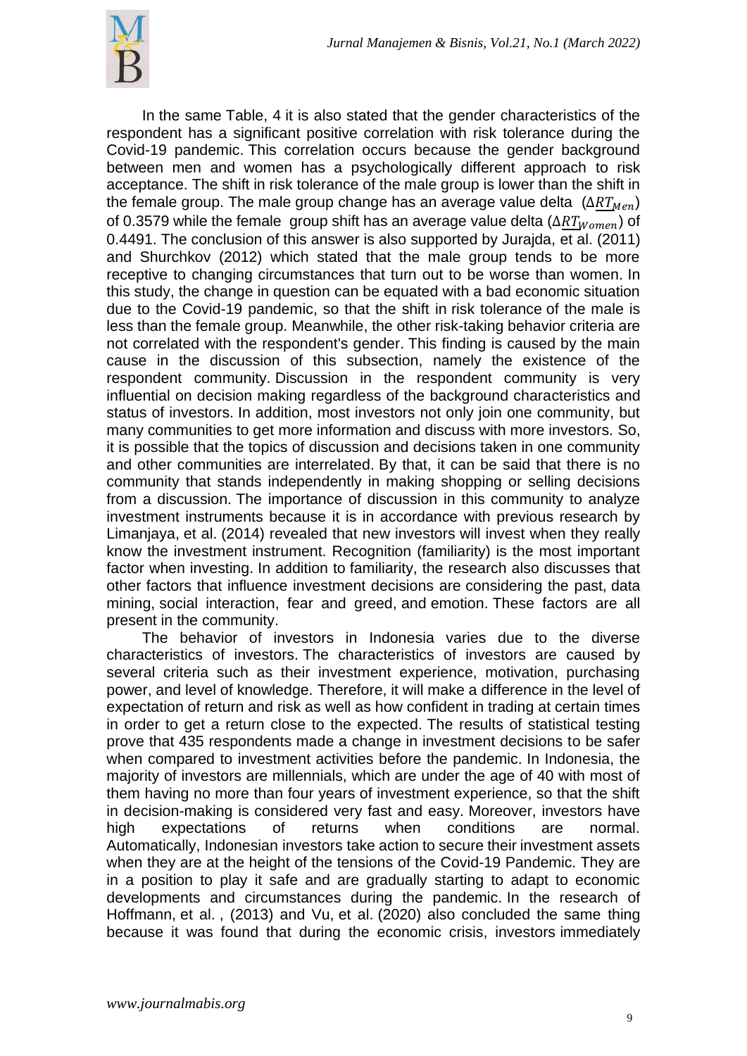In the same Table, 4 it is also stated that the gender characteristics of the respondent has a significant positive correlation with risk tolerance during the Covid-19 pandemic. This correlation occurs because the gender background between men and women has a psychologically different approach to risk acceptance. The shift in risk tolerance of the male group is lower than the shift in the female group. The male group change has an average value delta ($\Delta \underline{RT_{Men}}$) of 0.3579 while the female group shift has an average value delta ($\Delta \underline{RT_{Women}}$) of 0.4491. The conclusion of this answer is also supported by Jurajda, et al. (2011) and Shurchkov (2012) which stated that the male group tends to be more receptive to changing circumstances that turn out to be worse than women. In this study, the change in question can be equated with a bad economic situation due to the Covid-19 pandemic, so that the shift in risk tolerance of the male is less than the female group. Meanwhile, the other risk-taking behavior criteria are not correlated with the respondent's gender. This finding is caused by the main cause in the discussion of this subsection, namely the existence of the respondent community. Discussion in the respondent community is very influential on decision making regardless of the background characteristics and status of investors. In addition, most investors not only join one community, but many communities to get more information and discuss with more investors. So, it is possible that the topics of discussion and decisions taken in one community and other communities are interrelated. By that, it can be said that there is no community that stands independently in making shopping or selling decisions from a discussion. The importance of discussion in this community to analyze investment instruments because it is in accordance with previous research by Limanjaya, et al. (2014) revealed that new investors will invest when they really know the investment instrument. Recognition (familiarity) is the most important factor when investing. In addition to familiarity, the research also discusses that other factors that influence investment decisions are considering the past, data mining, social interaction, fear and greed, and emotion. These factors are all present in the community.

The behavior of investors in Indonesia varies due to the diverse characteristics of investors. The characteristics of investors are caused by several criteria such as their investment experience, motivation, purchasing power, and level of knowledge. Therefore, it will make a difference in the level of expectation of return and risk as well as how confident in trading at certain times in order to get a return close to the expected. The results of statistical testing prove that 435 respondents made a change in investment decisions to be safer when compared to investment activities before the pandemic. In Indonesia, the majority of investors are millennials, which are under the age of 40 with most of them having no more than four years of investment experience, so that the shift in decision-making is considered very fast and easy. Moreover, investors have high expectations of returns when conditions are normal. Automatically, Indonesian investors take action to secure their investment assets when they are at the height of the tensions of the Covid-19 Pandemic. They are in a position to play it safe and are gradually starting to adapt to economic developments and circumstances during the pandemic. In the research of Hoffmann, et al. , (2013) and Vu, et al. (2020) also concluded the same thing because it was found that during the economic crisis, investors immediately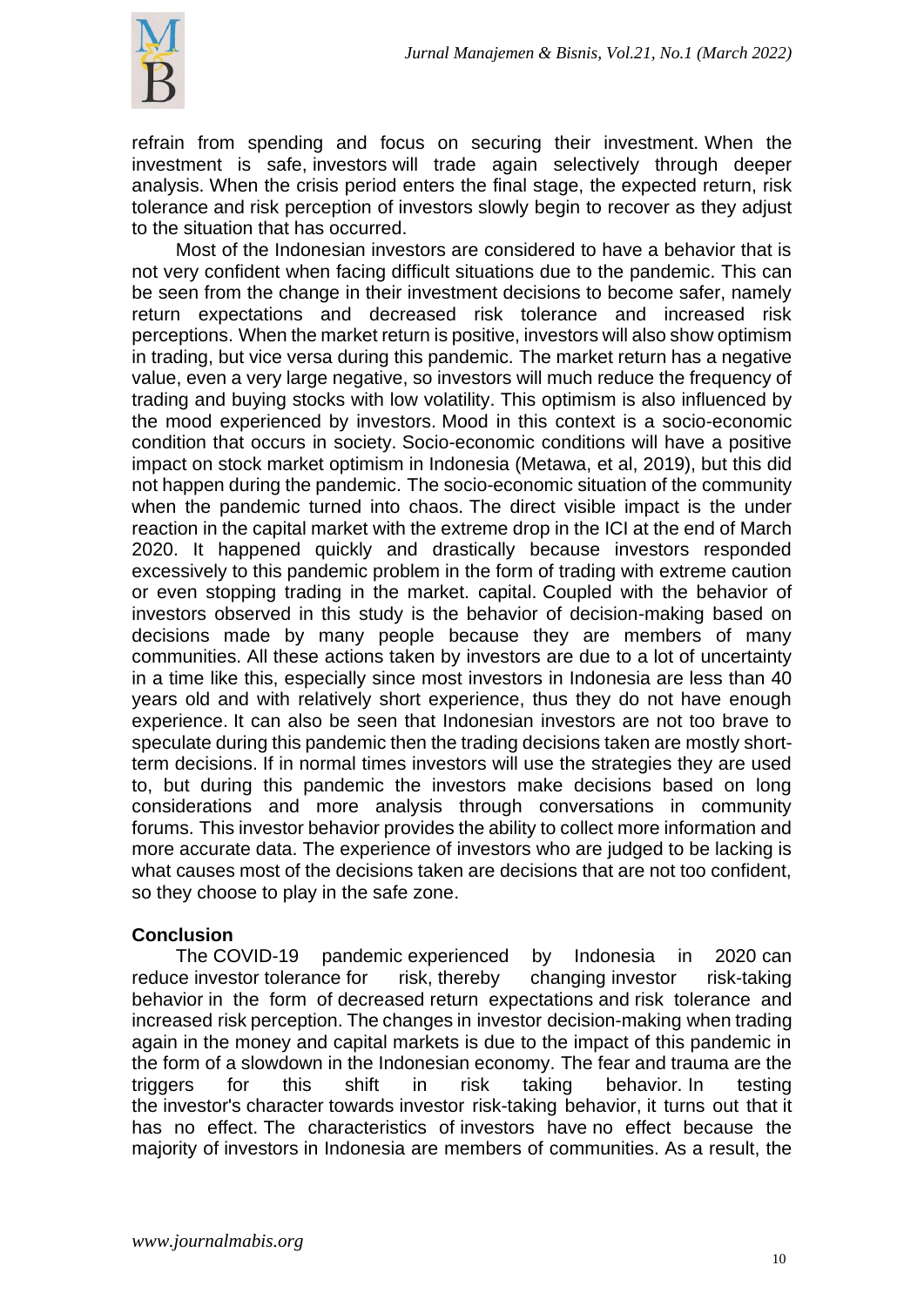refrain from spending and focus on securing their investment. When the investment is safe, investors will trade again selectively through deeper analysis. When the crisis period enters the final stage, the expected return, risk tolerance and risk perception of investors slowly begin to recover as they adjust to the situation that has occurred.

Most of the Indonesian investors are considered to have a behavior that is not very confident when facing difficult situations due to the pandemic. This can be seen from the change in their investment decisions to become safer, namely return expectations and decreased risk tolerance and increased risk perceptions. When the market return is positive, investors will also show optimism in trading, but vice versa during this pandemic. The market return has a negative value, even a very large negative, so investors will much reduce the frequency of trading and buying stocks with low volatility. This optimism is also influenced by the mood experienced by investors. Mood in this context is a socio-economic condition that occurs in society. Socio-economic conditions will have a positive impact on stock market optimism in Indonesia (Metawa, et al, 2019), but this did not happen during the pandemic. The socio-economic situation of the community when the pandemic turned into chaos. The direct visible impact is the under reaction in the capital market with the extreme drop in the ICI at the end of March 2020. It happened quickly and drastically because investors responded excessively to this pandemic problem in the form of trading with extreme caution or even stopping trading in the market. capital. Coupled with the behavior of investors observed in this study is the behavior of decision-making based on decisions made by many people because they are members of many communities. All these actions taken by investors are due to a lot of uncertainty in a time like this, especially since most investors in Indonesia are less than 40 years old and with relatively short experience, thus they do not have enough experience. It can also be seen that Indonesian investors are not too brave to speculate during this pandemic then the trading decisions taken are mostly short-term decisions. If in normal times investors will use the strategies they are used to, but during this pandemic the investors make decisions based on long considerations and more analysis through conversations in community forums. This investor behavior provides the ability to collect more information and more accurate data. The experience of investors who are judged to be lacking is what causes most of the decisions taken are decisions that are not too confident, so they choose to play in the safe zone.

## Conclusion

The COVID-19 pandemic experienced by Indonesia in 2020 can reduce investor tolerance for risk, thereby changing investor risk-taking behavior in the form of decreased return expectations and risk tolerance and increased risk perception. The changes in investor decision-making when trading again in the money and capital markets is due to the impact of this pandemic in the form of a slowdown in the Indonesian economy. The fear and trauma are the triggers for this shift in risk taking behavior. In testing the investor's character towards investor risk-taking behavior, it turns out that it has no effect. The characteristics of investors have no effect because the majority of investors in Indonesia are members of communities. As a result, the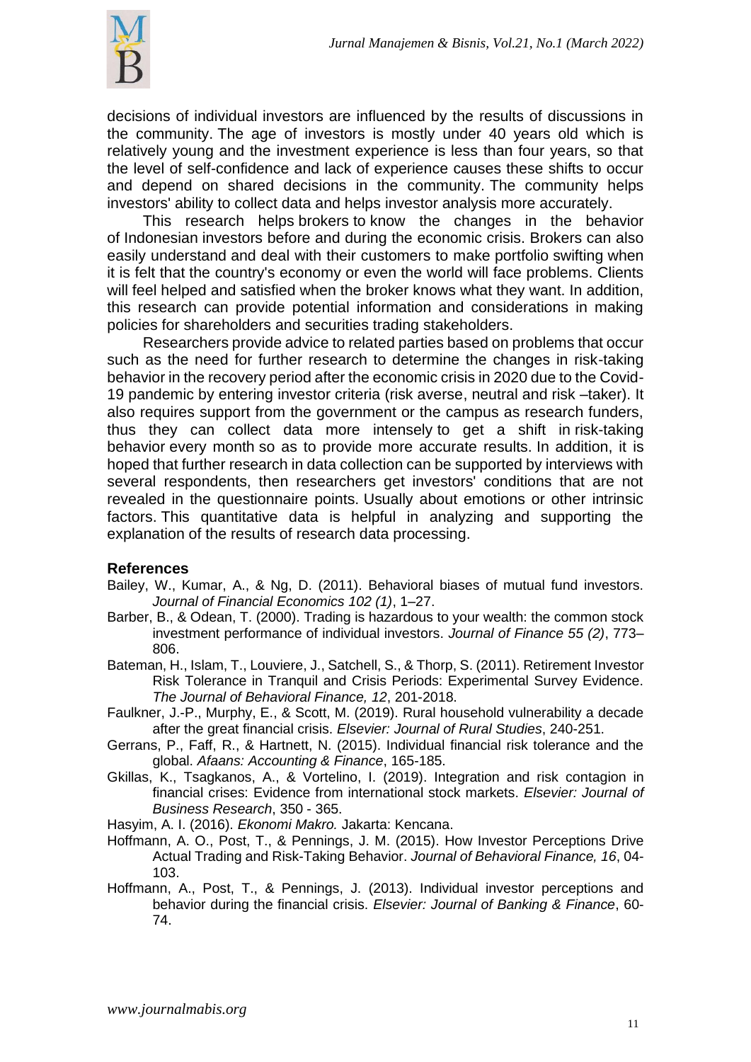decisions of individual investors are influenced by the results of discussions in the community. The age of investors is mostly under 40 years old which is relatively young and the investment experience is less than four years, so that the level of self-confidence and lack of experience causes these shifts to occur and depend on shared decisions in the community. The community helps investors' ability to collect data and helps investor analysis more accurately.

This research helps brokers to know the changes in the behavior of Indonesian investors before and during the economic crisis. Brokers can also easily understand and deal with their customers to make portfolio swifting when it is felt that the country's economy or even the world will face problems. Clients will feel helped and satisfied when the broker knows what they want. In addition, this research can provide potential information and considerations in making policies for shareholders and securities trading stakeholders.

Researchers provide advice to related parties based on problems that occur such as the need for further research to determine the changes in risk-taking behavior in the recovery period after the economic crisis in 2020 due to the Covid-19 pandemic by entering investor criteria (risk averse, neutral and risk –taker). It also requires support from the government or the campus as research funders, thus they can collect data more intensely to get a shift in risk-taking behavior every month so as to provide more accurate results. In addition, it is hoped that further research in data collection can be supported by interviews with several respondents, then researchers get investors' conditions that are not revealed in the questionnaire points. Usually about emotions or other intrinsic factors. This quantitative data is helpful in analyzing and supporting the explanation of the results of research data processing.

## References

Bailey, W., Kumar, A., & Ng, D. (2011). Behavioral biases of mutual fund investors. *Journal of Financial Economics 102 (1)*, 1–27.

Barber, B., & Odean, T. (2000). Trading is hazardous to your wealth: the common stock investment performance of individual investors. *Journal of Finance 55 (2)*, 773–806.

Bateman, H., Islam, T., Louviere, J., Satchell, S., & Thorp, S. (2011). Retirement Investor Risk Tolerance in Tranquil and Crisis Periods: Experimental Survey Evidence. *The Journal of Behavioral Finance, 12*, 201-2018.

Faulkner, J.-P., Murphy, E., & Scott, M. (2019). Rural household vulnerability a decade after the great financial crisis. *Elsevier: Journal of Rural Studies*, 240-251.

Gerrans, P., Faff, R., & Hartnett, N. (2015). Individual financial risk tolerance and the global. *Afaans: Accounting & Finance*, 165-185.

Gkillas, K., Tsagkanos, A., & Vortelino, I. (2019). Integration and risk contagion in financial crises: Evidence from international stock markets. *Elsevier: Journal of Business Research*, 350 - 365.

Hasyim, A. I. (2016). *Ekonomi Makro.* Jakarta: Kencana.

Hoffmann, A. O., Post, T., & Pennings, J. M. (2015). How Investor Perceptions Drive Actual Trading and Risk-Taking Behavior. *Journal of Behavioral Finance, 16*, 04-103.

Hoffmann, A., Post, T., & Pennings, J. (2013). Individual investor perceptions and behavior during the financial crisis. *Elsevier: Journal of Banking & Finance*, 60-74.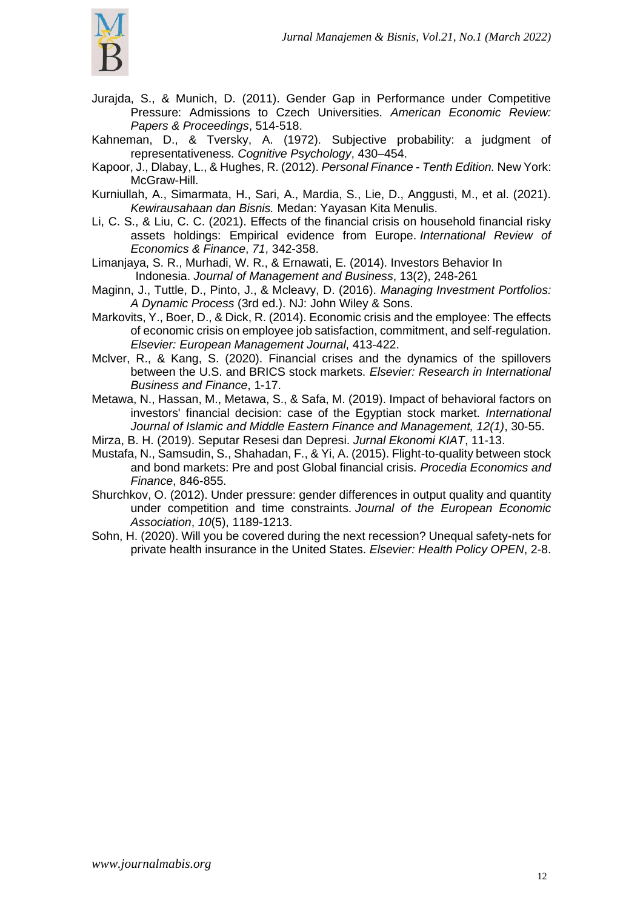Jurajda, S., & Munich, D. (2011). Gender Gap in Performance under Competitive Pressure: Admissions to Czech Universities. *American Economic Review: Papers & Proceedings*, 514-518.

Kahneman, D., & Tversky, A. (1972). Subjective probability: a judgment of representativeness. *Cognitive Psychology*, 430–454.

Kapoor, J., Dlabay, L., & Hughes, R. (2012). *Personal Finance - Tenth Edition.* New York: McGraw-Hill.

Kurniullah, A., Simarmata, H., Sari, A., Mardia, S., Lie, D., Anggusti, M., et al. (2021). *Kewirausahaan dan Bisnis.* Medan: Yayasan Kita Menulis.

Li, C. S., & Liu, C. C. (2021). Effects of the financial crisis on household financial risky assets holdings: Empirical evidence from Europe. *International Review of Economics & Finance*, *71*, 342-358.

Limanjaya, S. R., Murhadi, W. R., & Ernawati, E. (2014). Investors Behavior In Indonesia. *Journal of Management and Business*, 13(2), 248-261

Maginn, J., Tuttle, D., Pinto, J., & Mcleavy, D. (2016). *Managing Investment Portfolios: A Dynamic Process* (3rd ed.). NJ: John Wiley & Sons.

Markovits, Y., Boer, D., & Dick, R. (2014). Economic crisis and the employee: The effects of economic crisis on employee job satisfaction, commitment, and self-regulation. *Elsevier: European Management Journal*, 413-422.

Mclver, R., & Kang, S. (2020). Financial crises and the dynamics of the spillovers between the U.S. and BRICS stock markets. *Elsevier: Research in International Business and Finance*, 1-17.

Metawa, N., Hassan, M., Metawa, S., & Safa, M. (2019). Impact of behavioral factors on investors' financial decision: case of the Egyptian stock market. *International Journal of Islamic and Middle Eastern Finance and Management, 12(1)*, 30-55.

Mirza, B. H. (2019). Seputar Resesi dan Depresi. *Jurnal Ekonomi KIAT*, 11-13.

Mustafa, N., Samsudin, S., Shahadan, F., & Yi, A. (2015). Flight-to-quality between stock and bond markets: Pre and post Global financial crisis. *Procedia Economics and Finance*, 846-855.

Shurchkov, O. (2012). Under pressure: gender differences in output quality and quantity under competition and time constraints. *Journal of the European Economic Association*, *10*(5), 1189-1213.

Sohn, H. (2020). Will you be covered during the next recession? Unequal safety-nets for private health insurance in the United States. *Elsevier: Health Policy OPEN*, 2-8.